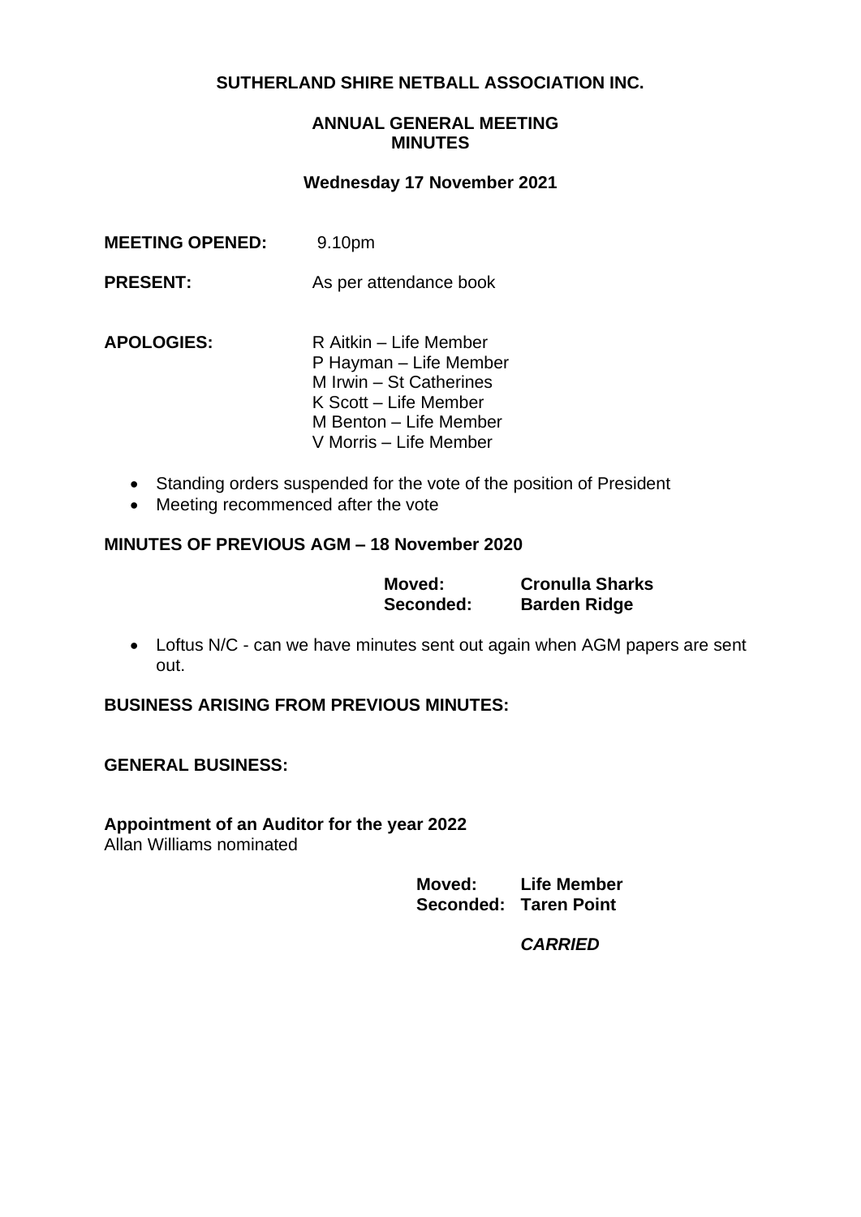# SUTHERLAND SHIRE NETBALL ASSOCIATION INC.

## ANNUAL GENERAL MEETING MINUTES

### Wednesday 17 November 2021

**MEETING OPENED:** 9.10pm

**PRESENT:** As per attendance book

**APOLOGIES:**
R Aitkin – Life Member
P Hayman – Life Member
M Irwin – St Catherines
K Scott – Life Member
M Benton – Life Member
V Morris – Life Member

- Standing orders suspended for the vote of the position of President
- Meeting recommenced after the vote

**MINUTES OF PREVIOUS AGM – 18 November 2020**

**Moved:** **Cronulla Sharks**
**Seconded:** **Barden Ridge**

- Loftus N/C - can we have minutes sent out again when AGM papers are sent out.

**BUSINESS ARISING FROM PREVIOUS MINUTES:**

**GENERAL BUSINESS:**

**Appointment of an Auditor for the year 2022**
Allan Williams nominated

**Moved:** **Life Member**
**Seconded:** **Taren Point**

***CARRIED***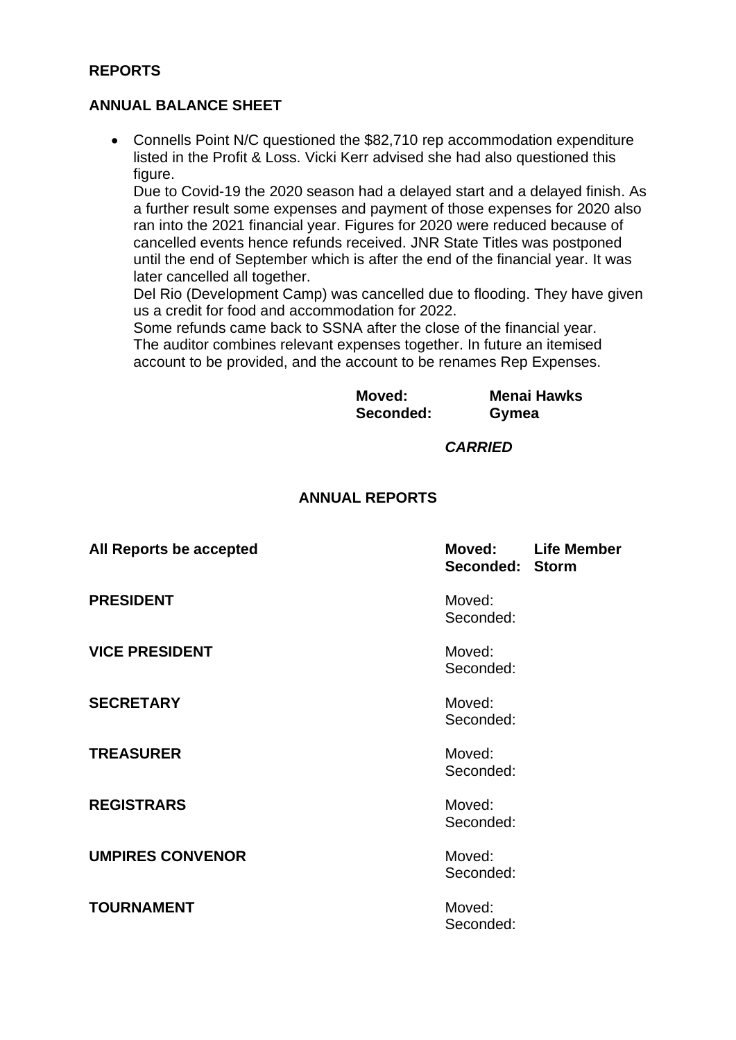**REPORTS**

**ANNUAL BALANCE SHEET**

- Connells Point N/C questioned the $82,710 rep accommodation expenditure listed in the Profit & Loss. Vicki Kerr advised she had also questioned this figure.
  Due to Covid-19 the 2020 season had a delayed start and a delayed finish. As a further result some expenses and payment of those expenses for 2020 also ran into the 2021 financial year. Figures for 2020 were reduced because of cancelled events hence refunds received. JNR State Titles was postponed until the end of September which is after the end of the financial year. It was later cancelled all together.
  Del Rio (Development Camp) was cancelled due to flooding. They have given us a credit for food and accommodation for 2022.
  Some refunds came back to SSNA after the close of the financial year.
  The auditor combines relevant expenses together. In future an itemised account to be provided, and the account to be renames Rep Expenses.

**Moved:** **Menai Hawks**
**Seconded:** **Gymea**

***CARRIED***

**ANNUAL REPORTS**

| | | |
|---|---|---|
| **All Reports be accepted** | **Moved:**<br>**Seconded:** | **Life Member**<br>**Storm** |
| **PRESIDENT** | Moved:<br>Seconded: | |
| **VICE PRESIDENT** | Moved:<br>Seconded: | |
| **SECRETARY** | Moved:<br>Seconded: | |
| **TREASURER** | Moved:<br>Seconded: | |
| **REGISTRARS** | Moved:<br>Seconded: | |
| **UMPIRES CONVENOR** | Moved:<br>Seconded: | |
| **TOURNAMENT** | Moved:<br>Seconded: | |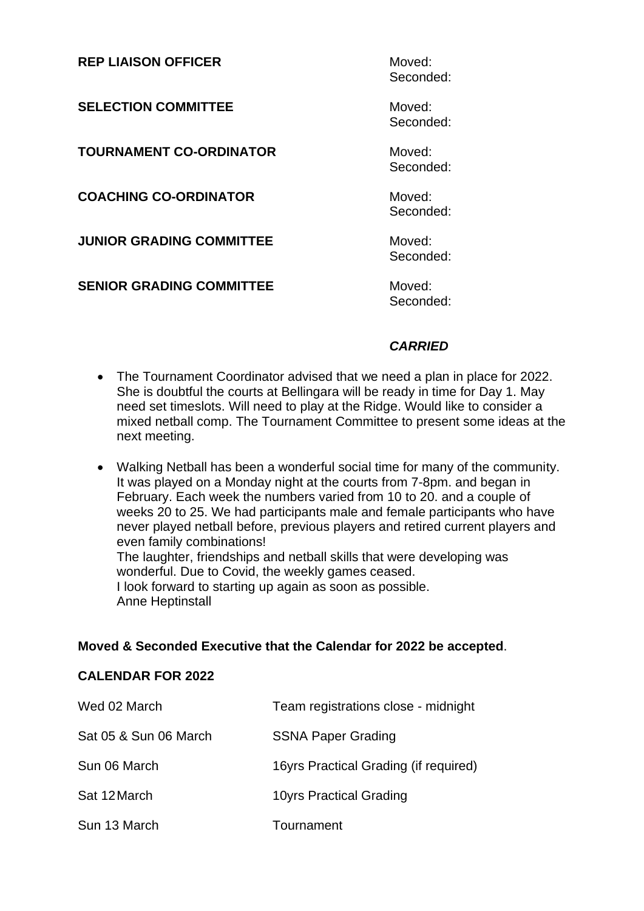**REP LIAISON OFFICER** Moved:
Seconded:

**SELECTION COMMITTEE** Moved:
Seconded:

**TOURNAMENT CO-ORDINATOR** Moved:
Seconded:

**COACHING CO-ORDINATOR** Moved:
Seconded:

**JUNIOR GRADING COMMITTEE** Moved:
Seconded:

**SENIOR GRADING COMMITTEE** Moved:
Seconded:

***CARRIED***

- The Tournament Coordinator advised that we need a plan in place for 2022. She is doubtful the courts at Bellingara will be ready in time for Day 1. May need set timeslots. Will need to play at the Ridge. Would like to consider a mixed netball comp. The Tournament Committee to present some ideas at the next meeting.

- Walking Netball has been a wonderful social time for many of the community. It was played on a Monday night at the courts from 7-8pm. and began in February. Each week the numbers varied from 10 to 20. and a couple of weeks 20 to 25. We had participants male and female participants who have never played netball before, previous players and retired current players and even family combinations!
  The laughter, friendships and netball skills that were developing was wonderful. Due to Covid, the weekly games ceased.
  I look forward to starting up again as soon as possible.
  Anne Heptinstall

**Moved & Seconded Executive that the Calendar for 2022 be accepted**.

**CALENDAR FOR 2022**

| | |
|---|---|
| Wed 02 March | Team registrations close - midnight |
| Sat 05 & Sun 06 March | SSNA Paper Grading |
| Sun 06 March | 16yrs Practical Grading (if required) |
| Sat 12 March | 10yrs Practical Grading |
| Sun 13 March | Tournament |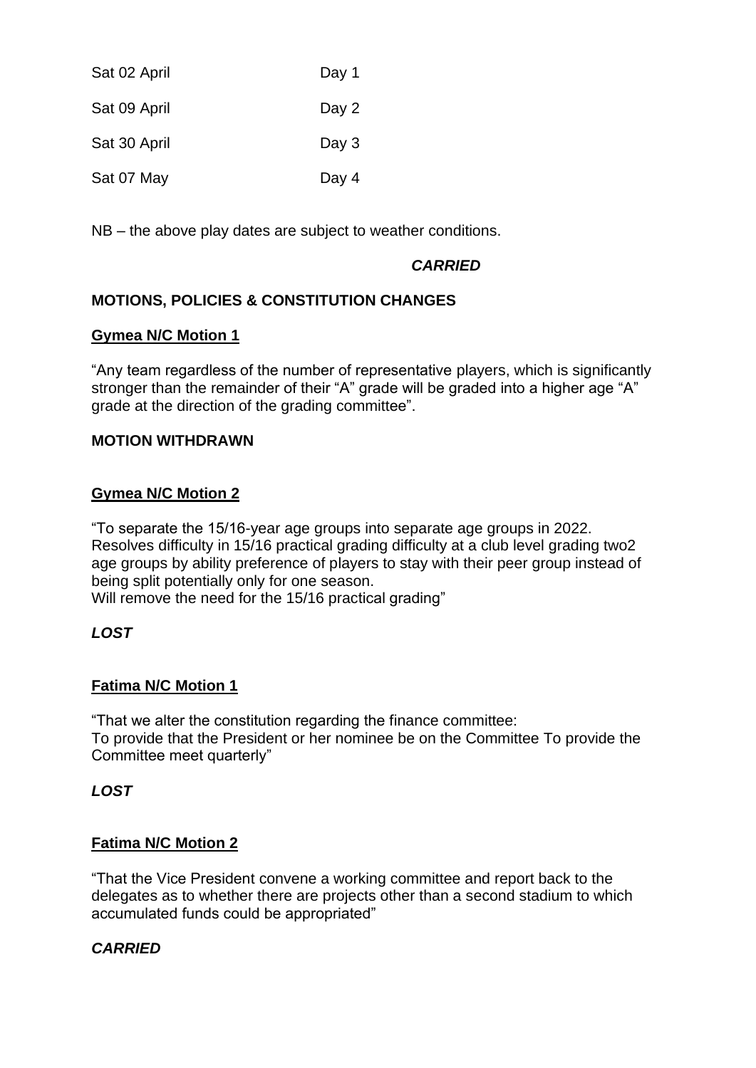| | |
|---|---|
| Sat 02 April | Day 1 |
| Sat 09 April | Day 2 |
| Sat 30 April | Day 3 |
| Sat 07 May | Day 4 |

NB – the above play dates are subject to weather conditions.

***CARRIED***

**MOTIONS, POLICIES & CONSTITUTION CHANGES**

**Gymea N/C Motion 1**

"Any team regardless of the number of representative players, which is significantly stronger than the remainder of their "A" grade will be graded into a higher age "A" grade at the direction of the grading committee".

**MOTION WITHDRAWN**

**Gymea N/C Motion 2**

"To separate the 15/16-year age groups into separate age groups in 2022.
Resolves difficulty in 15/16 practical grading difficulty at a club level grading two2 age groups by ability preference of players to stay with their peer group instead of being split potentially only for one season.
Will remove the need for the 15/16 practical grading"

***LOST***

**Fatima N/C Motion 1**

"That we alter the constitution regarding the finance committee:
To provide that the President or her nominee be on the Committee To provide the Committee meet quarterly"

***LOST***

**Fatima N/C Motion 2**

"That the Vice President convene a working committee and report back to the delegates as to whether there are projects other than a second stadium to which accumulated funds could be appropriated"

***CARRIED***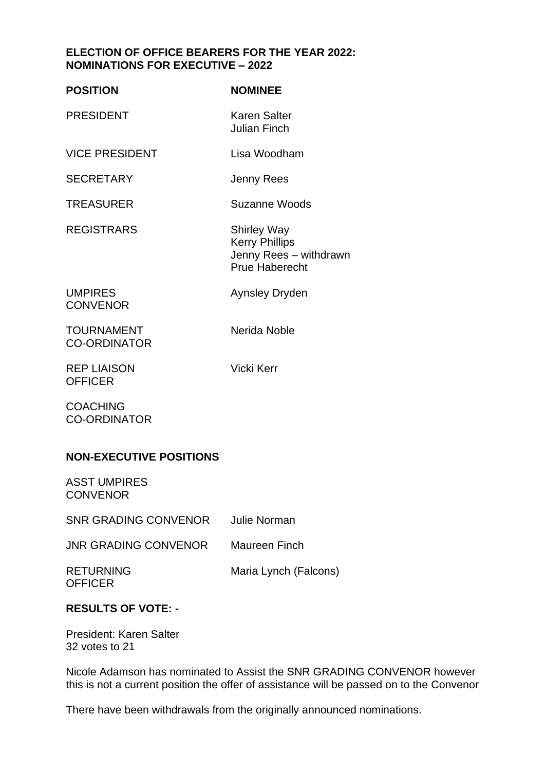**ELECTION OF OFFICE BEARERS FOR THE YEAR 2022:**
**NOMINATIONS FOR EXECUTIVE – 2022**

| POSITION | NOMINEE |
|---|---|
| PRESIDENT | Karen Salter<br>Julian Finch |
| VICE PRESIDENT | Lisa Woodham |
| SECRETARY | Jenny Rees |
| TREASURER | Suzanne Woods |
| REGISTRARS | Shirley Way<br>Kerry Phillips<br>Jenny Rees – withdrawn<br>Prue Haberecht |
| UMPIRES CONVENOR | Aynsley Dryden |
| TOURNAMENT CO-ORDINATOR | Nerida Noble |
| REP LIAISON OFFICER | Vicki Kerr |
| COACHING CO-ORDINATOR | |

**NON-EXECUTIVE POSITIONS**

| POSITION | NOMINEE |
|---|---|
| ASST UMPIRES CONVENOR | |
| SNR GRADING CONVENOR | Julie Norman |
| JNR GRADING CONVENOR | Maureen Finch |
| RETURNING OFFICER | Maria Lynch (Falcons) |

**RESULTS OF VOTE: -**

President: Karen Salter
32 votes to 21

Nicole Adamson has nominated to Assist the SNR GRADING CONVENOR however this is not a current position the offer of assistance will be passed on to the Convenor

There have been withdrawals from the originally announced nominations.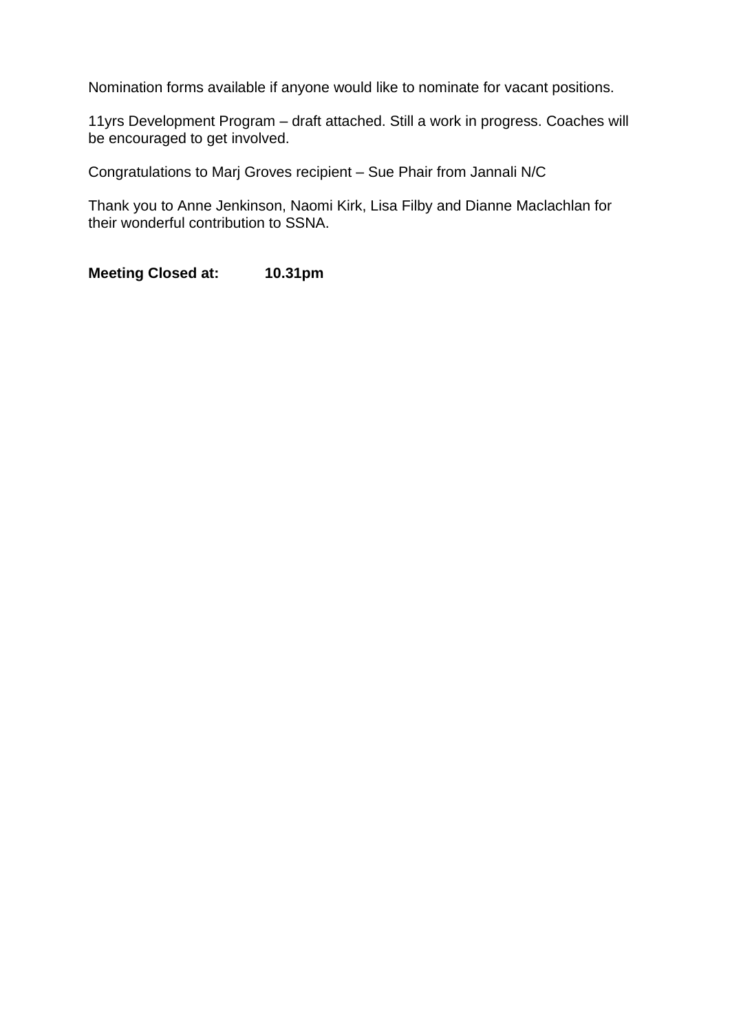Nomination forms available if anyone would like to nominate for vacant positions.

11yrs Development Program – draft attached. Still a work in progress. Coaches will be encouraged to get involved.

Congratulations to Marj Groves recipient – Sue Phair from Jannali N/C

Thank you to Anne Jenkinson, Naomi Kirk, Lisa Filby and Dianne Maclachlan for their wonderful contribution to SSNA.

**Meeting Closed at: 10.31pm**